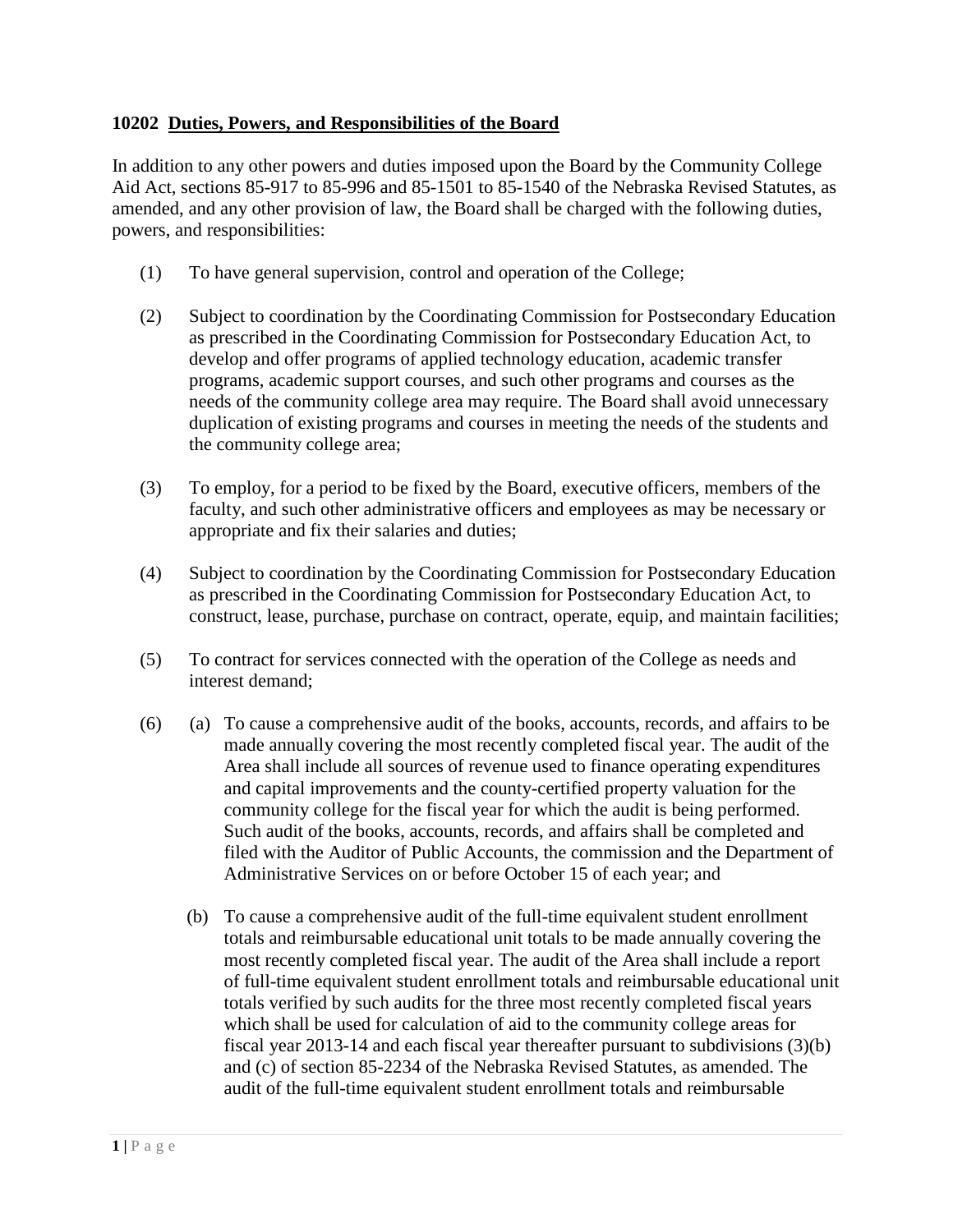### 10202 Duties, Powers, and Responsibilities of the Board

In addition to any other powers and duties imposed upon the Board by the Community College Aid Act, sections 85-917 to 85-996 and 85-1501 to 85-1540 of the Nebraska Revised Statutes, as amended, and any other provision of law, the Board shall be charged with the following duties, powers, and responsibilities:

(1) To have general supervision, control and operation of the College;

(2) Subject to coordination by the Coordinating Commission for Postsecondary Education as prescribed in the Coordinating Commission for Postsecondary Education Act, to develop and offer programs of applied technology education, academic transfer programs, academic support courses, and such other programs and courses as the needs of the community college area may require. The Board shall avoid unnecessary duplication of existing programs and courses in meeting the needs of the students and the community college area;

(3) To employ, for a period to be fixed by the Board, executive officers, members of the faculty, and such other administrative officers and employees as may be necessary or appropriate and fix their salaries and duties;

(4) Subject to coordination by the Coordinating Commission for Postsecondary Education as prescribed in the Coordinating Commission for Postsecondary Education Act, to construct, lease, purchase, purchase on contract, operate, equip, and maintain facilities;

(5) To contract for services connected with the operation of the College as needs and interest demand;

(6) (a) To cause a comprehensive audit of the books, accounts, records, and affairs to be made annually covering the most recently completed fiscal year. The audit of the Area shall include all sources of revenue used to finance operating expenditures and capital improvements and the county-certified property valuation for the community college for the fiscal year for which the audit is being performed. Such audit of the books, accounts, records, and affairs shall be completed and filed with the Auditor of Public Accounts, the commission and the Department of Administrative Services on or before October 15 of each year; and

(b) To cause a comprehensive audit of the full-time equivalent student enrollment totals and reimbursable educational unit totals to be made annually covering the most recently completed fiscal year. The audit of the Area shall include a report of full-time equivalent student enrollment totals and reimbursable educational unit totals verified by such audits for the three most recently completed fiscal years which shall be used for calculation of aid to the community college areas for fiscal year 2013-14 and each fiscal year thereafter pursuant to subdivisions (3)(b) and (c) of section 85-2234 of the Nebraska Revised Statutes, as amended. The audit of the full-time equivalent student enrollment totals and reimbursable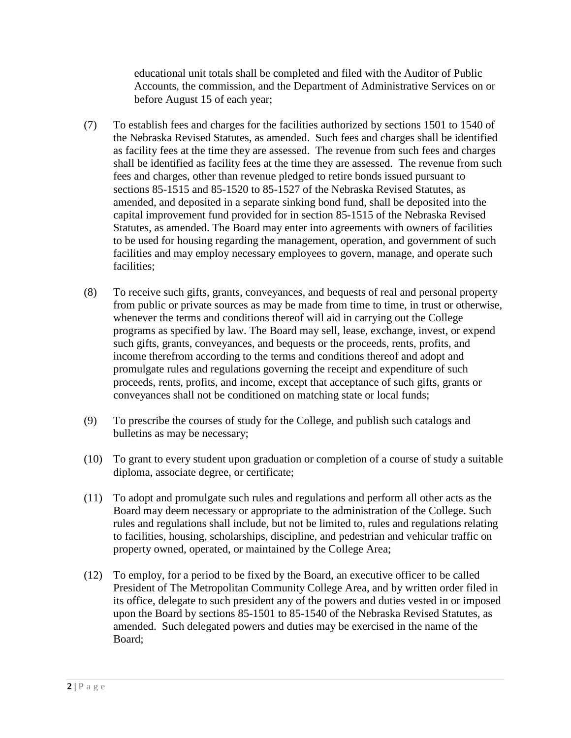educational unit totals shall be completed and filed with the Auditor of Public Accounts, the commission, and the Department of Administrative Services on or before August 15 of each year;

(7) To establish fees and charges for the facilities authorized by sections 1501 to 1540 of the Nebraska Revised Statutes, as amended. Such fees and charges shall be identified as facility fees at the time they are assessed. The revenue from such fees and charges shall be identified as facility fees at the time they are assessed. The revenue from such fees and charges, other than revenue pledged to retire bonds issued pursuant to sections 85-1515 and 85-1520 to 85-1527 of the Nebraska Revised Statutes, as amended, and deposited in a separate sinking bond fund, shall be deposited into the capital improvement fund provided for in section 85-1515 of the Nebraska Revised Statutes, as amended. The Board may enter into agreements with owners of facilities to be used for housing regarding the management, operation, and government of such facilities and may employ necessary employees to govern, manage, and operate such facilities;

(8) To receive such gifts, grants, conveyances, and bequests of real and personal property from public or private sources as may be made from time to time, in trust or otherwise, whenever the terms and conditions thereof will aid in carrying out the College programs as specified by law. The Board may sell, lease, exchange, invest, or expend such gifts, grants, conveyances, and bequests or the proceeds, rents, profits, and income therefrom according to the terms and conditions thereof and adopt and promulgate rules and regulations governing the receipt and expenditure of such proceeds, rents, profits, and income, except that acceptance of such gifts, grants or conveyances shall not be conditioned on matching state or local funds;

(9) To prescribe the courses of study for the College, and publish such catalogs and bulletins as may be necessary;

(10) To grant to every student upon graduation or completion of a course of study a suitable diploma, associate degree, or certificate;

(11) To adopt and promulgate such rules and regulations and perform all other acts as the Board may deem necessary or appropriate to the administration of the College. Such rules and regulations shall include, but not be limited to, rules and regulations relating to facilities, housing, scholarships, discipline, and pedestrian and vehicular traffic on property owned, operated, or maintained by the College Area;

(12) To employ, for a period to be fixed by the Board, an executive officer to be called President of The Metropolitan Community College Area, and by written order filed in its office, delegate to such president any of the powers and duties vested in or imposed upon the Board by sections 85-1501 to 85-1540 of the Nebraska Revised Statutes, as amended. Such delegated powers and duties may be exercised in the name of the Board;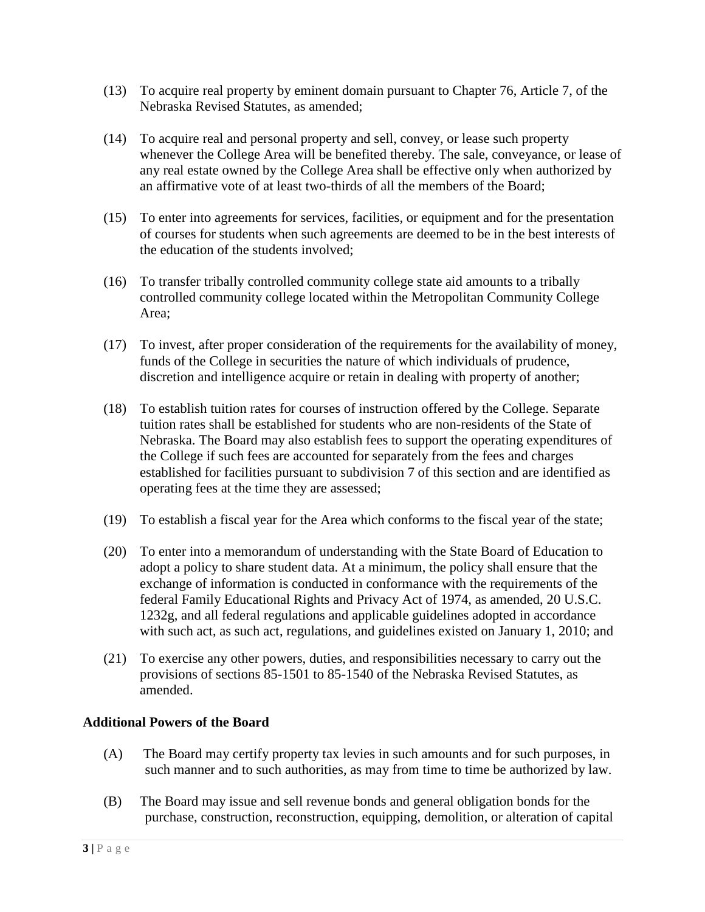(13) To acquire real property by eminent domain pursuant to Chapter 76, Article 7, of the Nebraska Revised Statutes, as amended;

(14) To acquire real and personal property and sell, convey, or lease such property whenever the College Area will be benefited thereby. The sale, conveyance, or lease of any real estate owned by the College Area shall be effective only when authorized by an affirmative vote of at least two-thirds of all the members of the Board;

(15) To enter into agreements for services, facilities, or equipment and for the presentation of courses for students when such agreements are deemed to be in the best interests of the education of the students involved;

(16) To transfer tribally controlled community college state aid amounts to a tribally controlled community college located within the Metropolitan Community College Area;

(17) To invest, after proper consideration of the requirements for the availability of money, funds of the College in securities the nature of which individuals of prudence, discretion and intelligence acquire or retain in dealing with property of another;

(18) To establish tuition rates for courses of instruction offered by the College. Separate tuition rates shall be established for students who are non-residents of the State of Nebraska. The Board may also establish fees to support the operating expenditures of the College if such fees are accounted for separately from the fees and charges established for facilities pursuant to subdivision 7 of this section and are identified as operating fees at the time they are assessed;

(19) To establish a fiscal year for the Area which conforms to the fiscal year of the state;

(20) To enter into a memorandum of understanding with the State Board of Education to adopt a policy to share student data. At a minimum, the policy shall ensure that the exchange of information is conducted in conformance with the requirements of the federal Family Educational Rights and Privacy Act of 1974, as amended, 20 U.S.C. 1232g, and all federal regulations and applicable guidelines adopted in accordance with such act, as such act, regulations, and guidelines existed on January 1, 2010; and

(21) To exercise any other powers, duties, and responsibilities necessary to carry out the provisions of sections 85-1501 to 85-1540 of the Nebraska Revised Statutes, as amended.

**Additional Powers of the Board**

(A) The Board may certify property tax levies in such amounts and for such purposes, in such manner and to such authorities, as may from time to time be authorized by law.

(B) The Board may issue and sell revenue bonds and general obligation bonds for the purchase, construction, reconstruction, equipping, demolition, or alteration of capital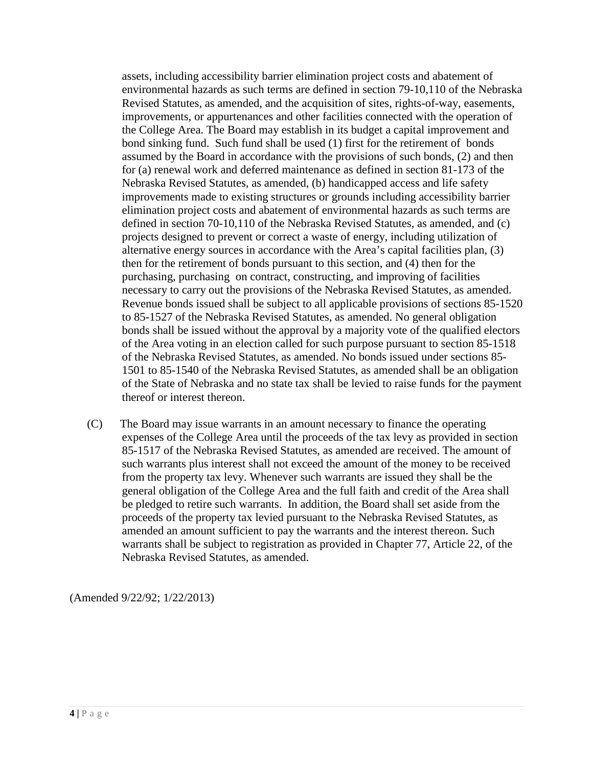assets, including accessibility barrier elimination project costs and abatement of environmental hazards as such terms are defined in section 79-10,110 of the Nebraska Revised Statutes, as amended, and the acquisition of sites, rights-of-way, easements, improvements, or appurtenances and other facilities connected with the operation of the College Area. The Board may establish in its budget a capital improvement and bond sinking fund. Such fund shall be used (1) first for the retirement of bonds assumed by the Board in accordance with the provisions of such bonds, (2) and then for (a) renewal work and deferred maintenance as defined in section 81-173 of the Nebraska Revised Statutes, as amended, (b) handicapped access and life safety improvements made to existing structures or grounds including accessibility barrier elimination project costs and abatement of environmental hazards as such terms are defined in section 70-10,110 of the Nebraska Revised Statutes, as amended, and (c) projects designed to prevent or correct a waste of energy, including utilization of alternative energy sources in accordance with the Area's capital facilities plan, (3) then for the retirement of bonds pursuant to this section, and (4) then for the purchasing, purchasing on contract, constructing, and improving of facilities necessary to carry out the provisions of the Nebraska Revised Statutes, as amended. Revenue bonds issued shall be subject to all applicable provisions of sections 85-1520 to 85-1527 of the Nebraska Revised Statutes, as amended. No general obligation bonds shall be issued without the approval by a majority vote of the qualified electors of the Area voting in an election called for such purpose pursuant to section 85-1518 of the Nebraska Revised Statutes, as amended. No bonds issued under sections 85-1501 to 85-1540 of the Nebraska Revised Statutes, as amended shall be an obligation of the State of Nebraska and no state tax shall be levied to raise funds for the payment thereof or interest thereon.

(C) The Board may issue warrants in an amount necessary to finance the operating expenses of the College Area until the proceeds of the tax levy as provided in section 85-1517 of the Nebraska Revised Statutes, as amended are received. The amount of such warrants plus interest shall not exceed the amount of the money to be received from the property tax levy. Whenever such warrants are issued they shall be the general obligation of the College Area and the full faith and credit of the Area shall be pledged to retire such warrants. In addition, the Board shall set aside from the proceeds of the property tax levied pursuant to the Nebraska Revised Statutes, as amended an amount sufficient to pay the warrants and the interest thereon. Such warrants shall be subject to registration as provided in Chapter 77, Article 22, of the Nebraska Revised Statutes, as amended.

(Amended 9/22/92; 1/22/2013)